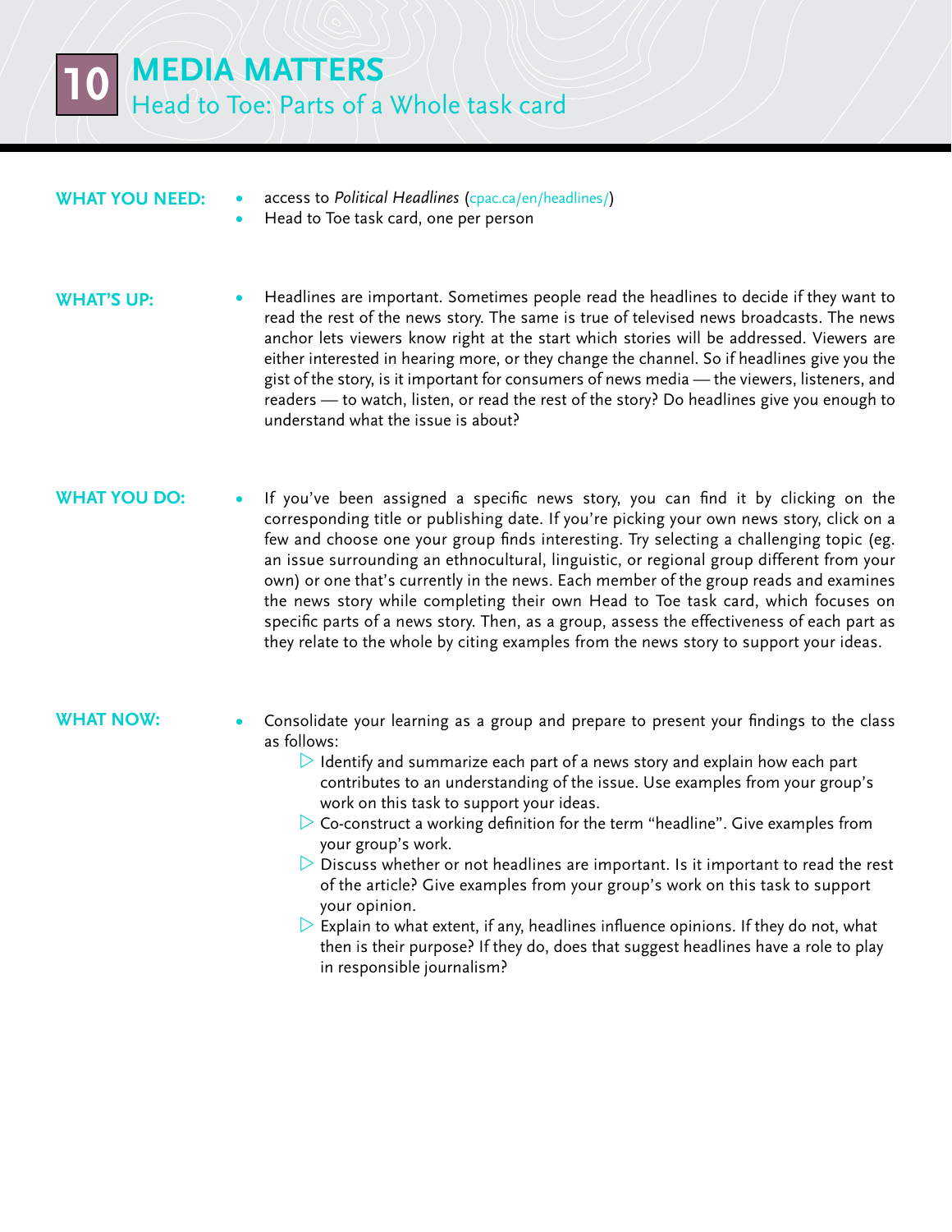# 10 MEDIA MATTERS

## Head to Toe: Parts of a Whole task card

**WHAT YOU NEED:**

- access to *Political Headlines* (cpac.ca/en/headlines/)
- Head to Toe task card, one per person

**WHAT'S UP:**

- Headlines are important. Sometimes people read the headlines to decide if they want to read the rest of the news story. The same is true of televised news broadcasts. The news anchor lets viewers know right at the start which stories will be addressed. Viewers are either interested in hearing more, or they change the channel. So if headlines give you the gist of the story, is it important for consumers of news media — the viewers, listeners, and readers — to watch, listen, or read the rest of the story? Do headlines give you enough to understand what the issue is about?

**WHAT YOU DO:**

- If you've been assigned a specific news story, you can find it by clicking on the corresponding title or publishing date. If you're picking your own news story, click on a few and choose one your group finds interesting. Try selecting a challenging topic (eg. an issue surrounding an ethnocultural, linguistic, or regional group different from your own) or one that's currently in the news. Each member of the group reads and examines the news story while completing their own Head to Toe task card, which focuses on specific parts of a news story. Then, as a group, assess the effectiveness of each part as they relate to the whole by citing examples from the news story to support your ideas.

**WHAT NOW:**

- Consolidate your learning as a group and prepare to present your findings to the class as follows:
  - Identify and summarize each part of a news story and explain how each part contributes to an understanding of the issue. Use examples from your group's work on this task to support your ideas.
  - Co-construct a working definition for the term "headline". Give examples from your group's work.
  - Discuss whether or not headlines are important. Is it important to read the rest of the article? Give examples from your group's work on this task to support your opinion.
  - Explain to what extent, if any, headlines influence opinions. If they do not, what then is their purpose? If they do, does that suggest headlines have a role to play in responsible journalism?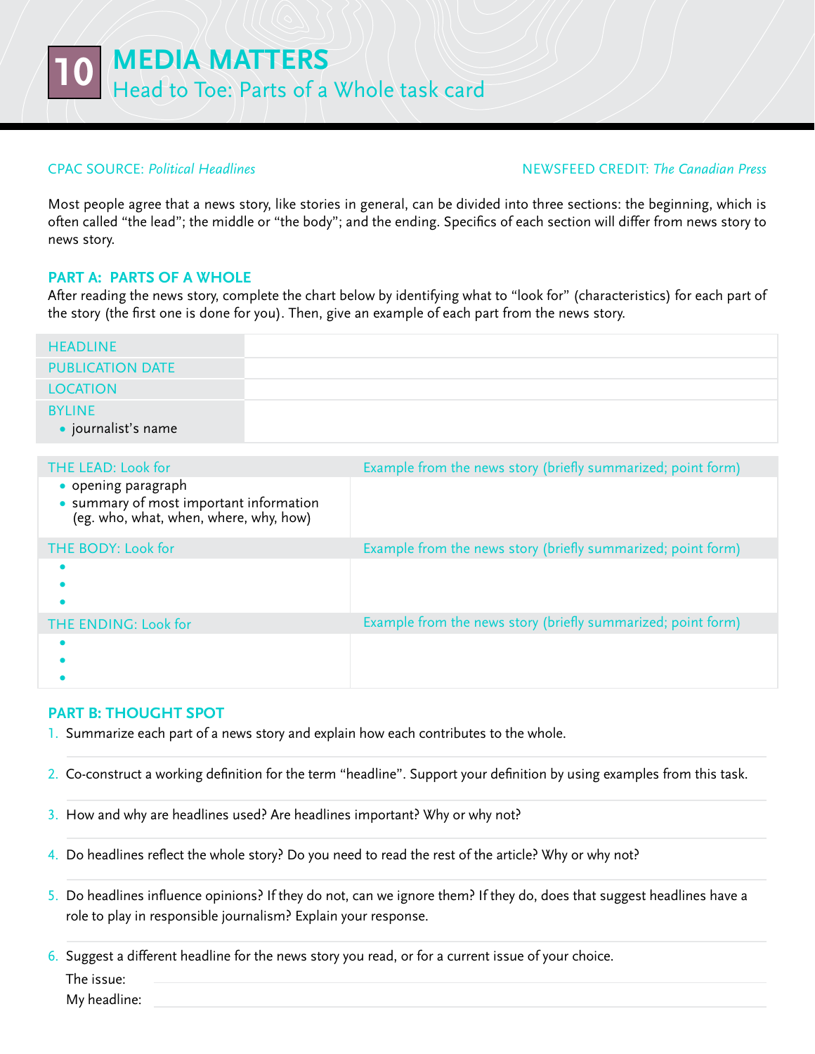# 10 MEDIA MATTERS

## Head to Toe: Parts of a Whole task card

CPAC SOURCE: *Political Headlines*

NEWSFEED CREDIT: *The Canadian Press*

Most people agree that a news story, like stories in general, can be divided into three sections: the beginning, which is often called "the lead"; the middle or "the body"; and the ending. Specifics of each section will differ from news story to news story.

### PART A: PARTS OF A WHOLE

After reading the news story, complete the chart below by identifying what to "look for" (characteristics) for each part of the story (the first one is done for you). Then, give an example of each part from the news story.

| | |
|---|---|
| HEADLINE | |
| PUBLICATION DATE | |
| LOCATION | |
| BYLINE<br>• journalist's name | |

| THE LEAD: Look for | Example from the news story (briefly summarized; point form) |
|---|---|
| • opening paragraph<br>• summary of most important information (eg. who, what, when, where, why, how) | |
| **THE BODY: Look for** | **Example from the news story (briefly summarized; point form)** |
| •<br>•<br>• | |
| **THE ENDING: Look for** | **Example from the news story (briefly summarized; point form)** |
| •<br>•<br>• | |

### PART B: THOUGHT SPOT

1. Summarize each part of a news story and explain how each contributes to the whole.

2. Co-construct a working definition for the term "headline". Support your definition by using examples from this task.

3. How and why are headlines used? Are headlines important? Why or why not?

4. Do headlines reflect the whole story? Do you need to read the rest of the article? Why or why not?

5. Do headlines influence opinions? If they do not, can we ignore them? If they do, does that suggest headlines have a role to play in responsible journalism? Explain your response.

6. Suggest a different headline for the news story you read, or for a current issue of your choice.

   The issue: ______________________

   My headline: ______________________